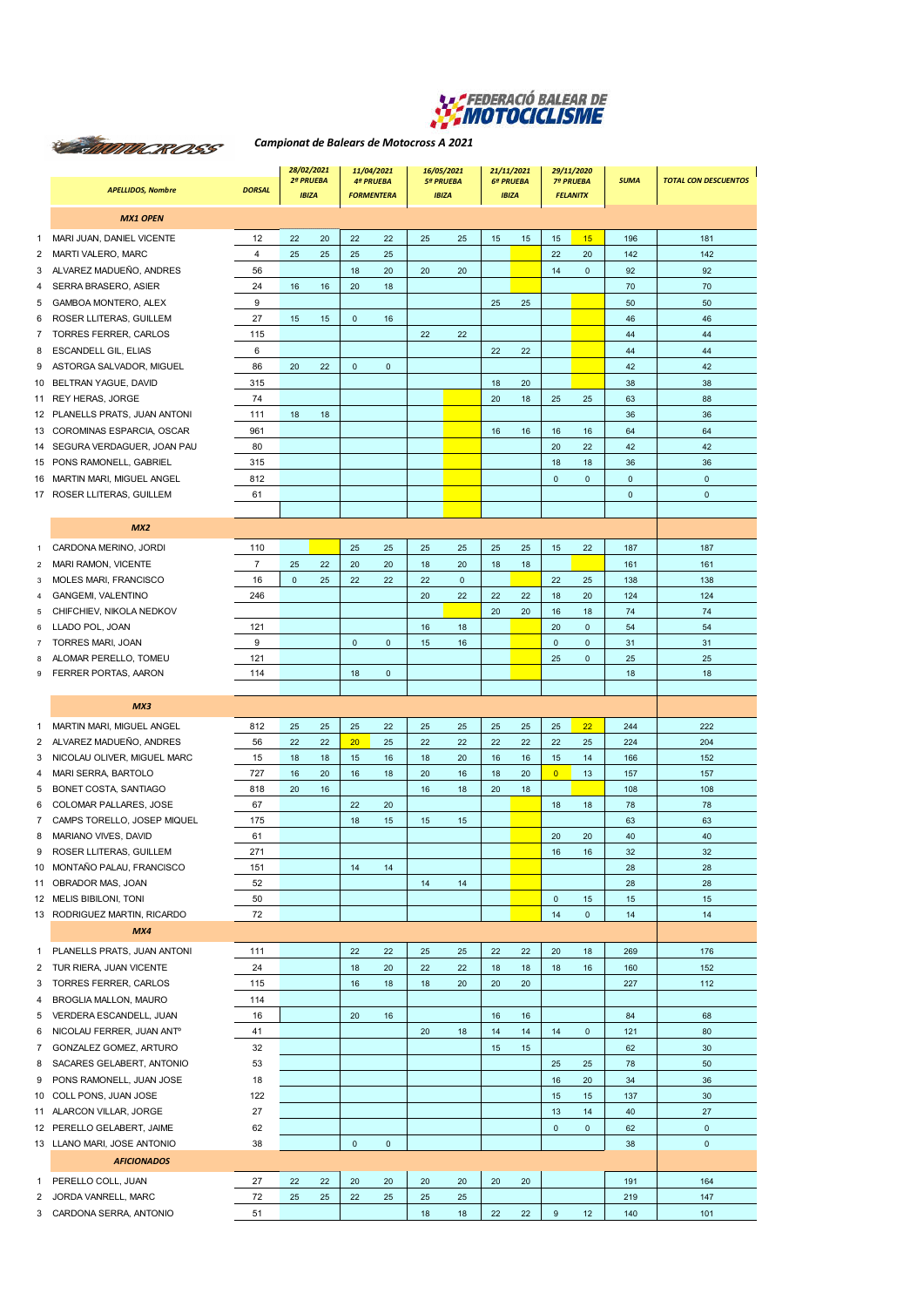FEDERACIÓ BALEAR DE MOTOCICLISME

## Campionat de Balears de Motocross A 2021

| | APELLIDOS, Nombre | DORSAL | 28/02/2021 2ª PRUEBA IBIZA | | 11/04/2021 4ª PRUEBA FORMENTERA | | 16/05/2021 5ª PRUEBA IBIZA | | 21/11/2021 6ª PRUEBA IBIZA | | 29/11/2020 7ª PRUEBA FELANITX | | SUMA | TOTAL CON DESCUENTOS |
|---|---|---|---|---|---|---|---|---|---|---|---|---|---|---|
| | **MX1 OPEN** | | | | | | | | | | | | | |
| 1 | MARI JUAN, DANIEL VICENTE | 12 | 22 | 20 | 22 | 22 | 25 | 25 | 15 | 15 | 15 | 15 | 196 | 181 |
| 2 | MARTI VALERO, MARC | 4 | 25 | 25 | 25 | 25 | | | | | 22 | 20 | 142 | 142 |
| 3 | ALVAREZ MADUEÑO, ANDRES | 56 | | | 18 | 20 | 20 | 20 | | | 14 | 0 | 92 | 92 |
| 4 | SERRA BRASERO, ASIER | 24 | 16 | 16 | 20 | 18 | | | | | | | 70 | 70 |
| 5 | GAMBOA MONTERO, ALEX | 9 | | | | | | | 25 | 25 | | | 50 | 50 |
| 6 | ROSER LLITERAS, GUILLEM | 27 | 15 | 15 | 0 | 16 | | | | | | | 46 | 46 |
| 7 | TORRES FERRER, CARLOS | 115 | | | | | 22 | 22 | | | | | 44 | 44 |
| 8 | ESCANDELL GIL, ELIAS | 6 | | | | | | | 22 | 22 | | | 44 | 44 |
| 9 | ASTORGA SALVADOR, MIGUEL | 86 | 20 | 22 | 0 | 0 | | | | | | | 42 | 42 |
| 10 | BELTRAN YAGUE, DAVID | 315 | | | | | | | 18 | 20 | | | 38 | 38 |
| 11 | REY HERAS, JORGE | 74 | | | | | | | 20 | 18 | 25 | 25 | 63 | 88 |
| 12 | PLANELLS PRATS, JUAN ANTONI | 111 | 18 | 18 | | | | | | | | | 36 | 36 |
| 13 | COROMINAS ESPARCIA, OSCAR | 961 | | | | | | | 16 | 16 | 16 | 16 | 64 | 64 |
| 14 | SEGURA VERDAGUER, JOAN PAU | 80 | | | | | | | | | 20 | 22 | 42 | 42 |
| 15 | PONS RAMONELL, GABRIEL | 315 | | | | | | | | | 18 | 18 | 36 | 36 |
| 16 | MARTIN MARI, MIGUEL ANGEL | 812 | | | | | | | | | 0 | 0 | 0 | 0 |
| 17 | ROSER LLITERAS, GUILLEM | 61 | | | | | | | | | | | 0 | 0 |
| | **MX2** | | | | | | | | | | | | | |
| 1 | CARDONA MERINO, JORDI | 110 | | | 25 | 25 | 25 | 25 | 25 | 25 | 15 | 22 | 187 | 187 |
| 2 | MARI RAMON, VICENTE | 7 | 25 | 22 | 20 | 20 | 18 | 20 | 18 | 18 | | | 161 | 161 |
| 3 | MOLES MARI, FRANCISCO | 16 | 0 | 25 | 22 | 22 | 22 | 0 | | | 22 | 25 | 138 | 138 |
| 4 | GANGEMI, VALENTINO | 246 | | | | | 20 | 22 | 22 | 22 | 18 | 20 | 124 | 124 |
| 5 | CHIFCHIEV, NIKOLA NEDKOV | | | | | | | | 20 | 20 | 16 | 18 | 74 | 74 |
| 6 | LLADO POL, JOAN | 121 | | | | | 16 | 18 | | | 20 | 0 | 54 | 54 |
| 7 | TORRES MARI, JOAN | 9 | | | 0 | 0 | 15 | 16 | | | 0 | 0 | 31 | 31 |
| 8 | ALOMAR PERELLO, TOMEU | 121 | | | | | | | | | 25 | 0 | 25 | 25 |
| 9 | FERRER PORTAS, AARON | 114 | | | 18 | 0 | | | | | | | 18 | 18 |
| | **MX3** | | | | | | | | | | | | | |
| 1 | MARTIN MARI, MIGUEL ANGEL | 812 | 25 | 25 | 25 | 22 | 25 | 25 | 25 | 25 | 25 | 22 | 244 | 222 |
| 2 | ALVAREZ MADUEÑO, ANDRES | 56 | 22 | 22 | 20 | 25 | 22 | 22 | 22 | 22 | 22 | 25 | 224 | 204 |
| 3 | NICOLAU OLIVER, MIGUEL MARC | 15 | 18 | 18 | 15 | 16 | 18 | 20 | 16 | 16 | 15 | 14 | 166 | 152 |
| 4 | MARI SERRA, BARTOLO | 727 | 16 | 20 | 16 | 18 | 20 | 16 | 18 | 20 | 0 | 13 | 157 | 157 |
| 5 | BONET COSTA, SANTIAGO | 818 | 20 | 16 | | | 16 | 18 | 20 | 18 | | | 108 | 108 |
| 6 | COLOMAR PALLARES, JOSE | 67 | | | 22 | 20 | | | | | 18 | 18 | 78 | 78 |
| 7 | CAMPS TORELLO, JOSEP MIQUEL | 175 | | | 18 | 15 | 15 | 15 | | | | | 63 | 63 |
| 8 | MARIANO VIVES, DAVID | 61 | | | | | | | | | 20 | 20 | 40 | 40 |
| 9 | ROSER LLITERAS, GUILLEM | 271 | | | | | | | | | 16 | 16 | 32 | 32 |
| 10 | MONTAÑO PALAU, FRANCISCO | 151 | | | 14 | 14 | | | | | | | 28 | 28 |
| 11 | OBRADOR MAS, JOAN | 52 | | | | | 14 | 14 | | | | | 28 | 28 |
| 12 | MELIS BIBILONI, TONI | 50 | | | | | | | | | 0 | 15 | 15 | 15 |
| 13 | RODRIGUEZ MARTIN, RICARDO | 72 | | | | | | | | | 14 | 0 | 14 | 14 |
| | **MX4** | | | | | | | | | | | | | |
| 1 | PLANELLS PRATS, JUAN ANTONI | 111 | | | 22 | 22 | 25 | 25 | 22 | 22 | 20 | 18 | 269 | 176 |
| 2 | TUR RIERA, JUAN VICENTE | 24 | | | 18 | 20 | 22 | 22 | 18 | 18 | 18 | 16 | 160 | 152 |
| 3 | TORRES FERRER, CARLOS | 115 | | | 16 | 18 | 18 | 20 | 20 | 20 | | | 227 | 112 |
| 4 | BROGLIA MALLON, MAURO | 114 | | | | | | | | | | | | |
| 5 | VERDERA ESCANDELL, JUAN | 16 | | | 20 | 16 | | | 16 | 16 | | | 84 | 68 |
| 6 | NICOLAU FERRER, JUAN ANTº | 41 | | | | | 20 | 18 | 14 | 14 | 14 | 0 | 121 | 80 |
| 7 | GONZALEZ GOMEZ, ARTURO | 32 | | | | | | | 15 | 15 | | | 62 | 30 |
| 8 | SACARES GELABERT, ANTONIO | 53 | | | | | | | | | 25 | 25 | 78 | 50 |
| 9 | PONS RAMONELL, JUAN JOSE | 18 | | | | | | | | | 16 | 20 | 34 | 36 |
| 10 | COLL PONS, JUAN JOSE | 122 | | | | | | | | | 15 | 15 | 137 | 30 |
| 11 | ALARCON VILLAR, JORGE | 27 | | | | | | | | | 13 | 14 | 40 | 27 |
| 12 | PERELLO GELABERT, JAIME | 62 | | | | | | | | | 0 | 0 | 62 | 0 |
| 13 | LLANO MARI, JOSE ANTONIO | 38 | | | 0 | 0 | | | | | | | 38 | 0 |
| | **AFICIONADOS** | | | | | | | | | | | | | |
| 1 | PERELLO COLL, JUAN | 27 | 22 | 22 | 20 | 20 | 20 | 20 | 20 | 20 | | | 191 | 164 |
| 2 | JORDA VANRELL, MARC | 72 | 25 | 25 | 22 | 25 | 25 | 25 | | | | | 219 | 147 |
| 3 | CARDONA SERRA, ANTONIO | 51 | | | | | 18 | 18 | 22 | 22 | 9 | 12 | 140 | 101 |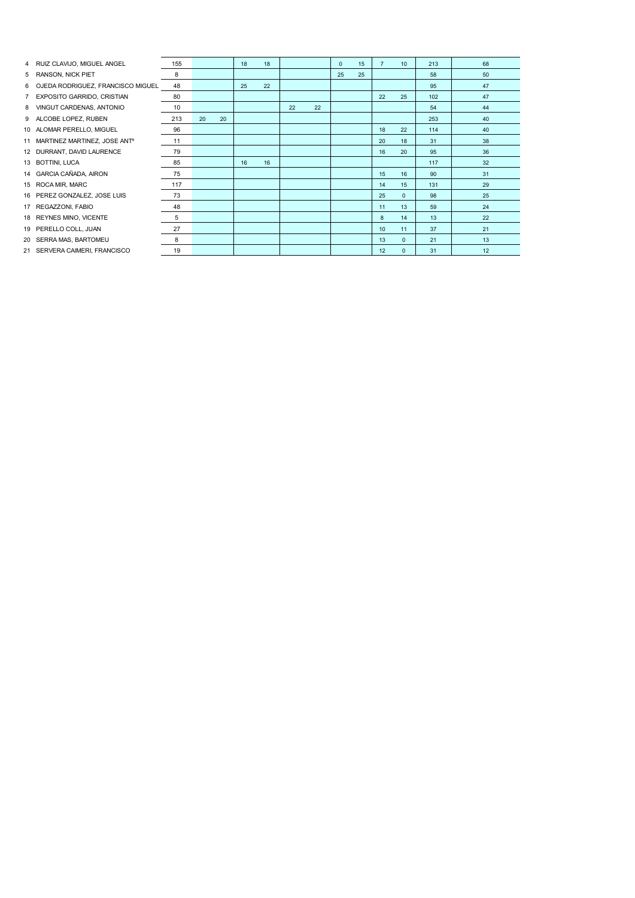| | | | | | | | | | | | | | | |
|---|---|---|---|---|---|---|---|---|---|---|---|---|---|---|
| 4 | RUIZ CLAVIJO, MIGUEL ANGEL | 155 | | | 18 | 18 | | | 0 | 15 | 7 | 10 | 213 | 68 |
| 5 | RANSON, NICK PIET | 8 | | | | | | | 25 | 25 | | | 58 | 50 |
| 6 | OJEDA RODRIGUEZ, FRANCISCO MIGUEL | 48 | | | 25 | 22 | | | | | | | 95 | 47 |
| 7 | EXPOSITO GARRIDO, CRISTIAN | 80 | | | | | | | | | 22 | 25 | 102 | 47 |
| 8 | VINGUT CARDENAS, ANTONIO | 10 | | | | | 22 | 22 | | | | | 54 | 44 |
| 9 | ALCOBE LOPEZ, RUBEN | 213 | 20 | 20 | | | | | | | | | 253 | 40 |
| 10 | ALOMAR PERELLO, MIGUEL | 96 | | | | | | | | | 18 | 22 | 114 | 40 |
| 11 | MARTINEZ MARTINEZ, JOSE ANTº | 11 | | | | | | | | | 20 | 18 | 31 | 38 |
| 12 | DURRANT, DAVID LAURENCE | 79 | | | | | | | | | 16 | 20 | 95 | 36 |
| 13 | BOTTINI, LUCA | 85 | | | 16 | 16 | | | | | | | 117 | 32 |
| 14 | GARCIA CAÑADA, AIRON | 75 | | | | | | | | | 15 | 16 | 90 | 31 |
| 15 | ROCA MIR, MARC | 117 | | | | | | | | | 14 | 15 | 131 | 29 |
| 16 | PEREZ GONZALEZ, JOSE LUIS | 73 | | | | | | | | | 25 | 0 | 98 | 25 |
| 17 | REGAZZONI, FABIO | 48 | | | | | | | | | 11 | 13 | 59 | 24 |
| 18 | REYNES MINO, VICENTE | 5 | | | | | | | | | 8 | 14 | 13 | 22 |
| 19 | PERELLO COLL, JUAN | 27 | | | | | | | | | 10 | 11 | 37 | 21 |
| 20 | SERRA MAS, BARTOMEU | 8 | | | | | | | | | 13 | 0 | 21 | 13 |
| 21 | SERVERA CAIMERI, FRANCISCO | 19 | | | | | | | | | 12 | 0 | 31 | 12 |